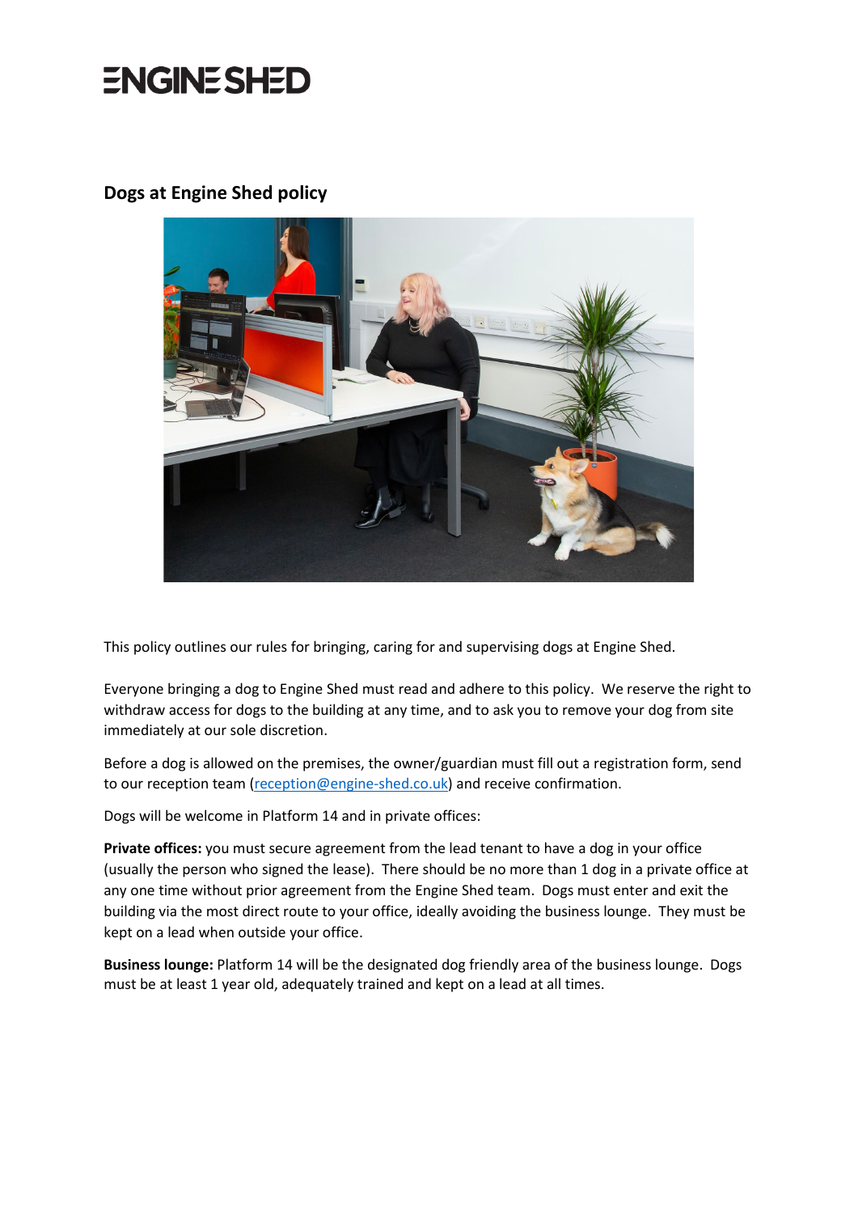ENGINE SHED

## Dogs at Engine Shed policy

This policy outlines our rules for bringing, caring for and supervising dogs at Engine Shed.

Everyone bringing a dog to Engine Shed must read and adhere to this policy. We reserve the right to withdraw access for dogs to the building at any time, and to ask you to remove your dog from site immediately at our sole discretion.

Before a dog is allowed on the premises, the owner/guardian must fill out a registration form, send to our reception team (reception@engine-shed.co.uk) and receive confirmation.

Dogs will be welcome in Platform 14 and in private offices:

**Private offices:** you must secure agreement from the lead tenant to have a dog in your office (usually the person who signed the lease). There should be no more than 1 dog in a private office at any one time without prior agreement from the Engine Shed team. Dogs must enter and exit the building via the most direct route to your office, ideally avoiding the business lounge. They must be kept on a lead when outside your office.

**Business lounge:** Platform 14 will be the designated dog friendly area of the business lounge. Dogs must be at least 1 year old, adequately trained and kept on a lead at all times.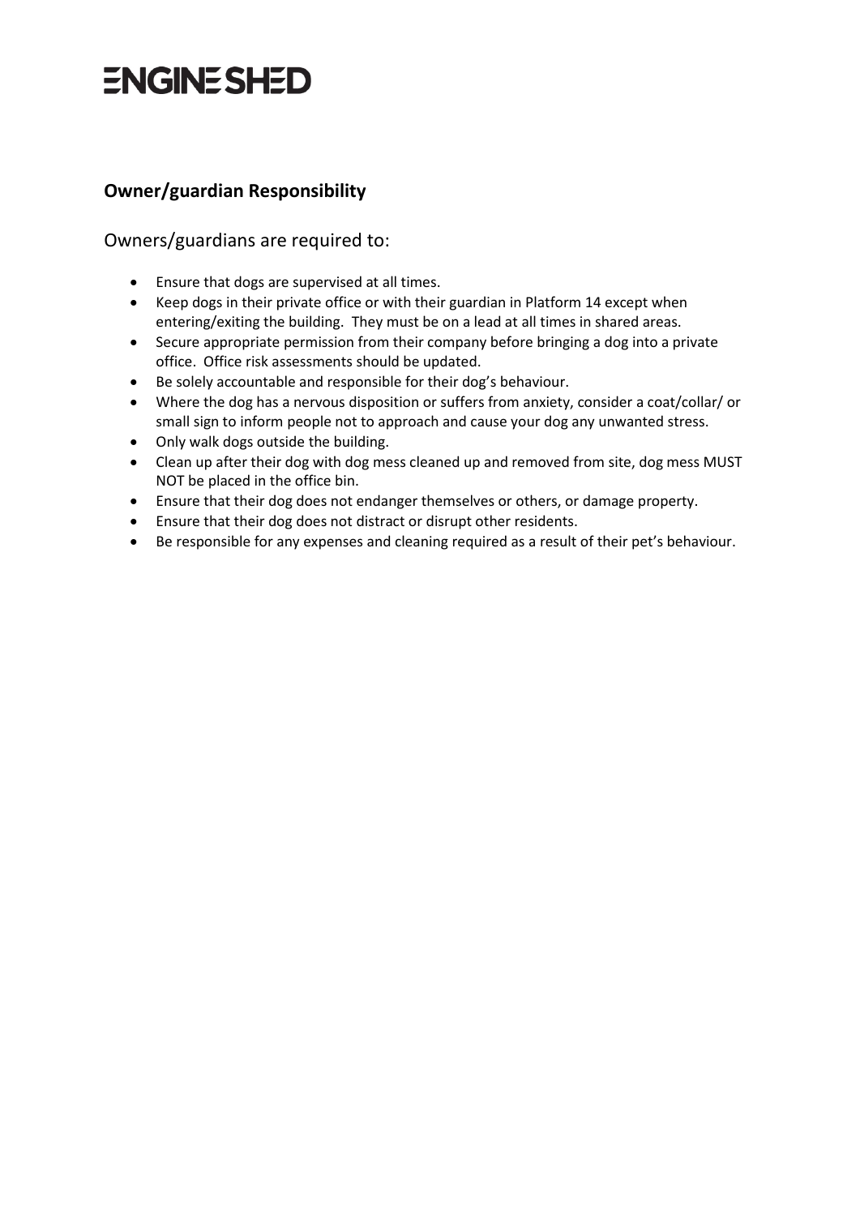## Owner/guardian Responsibility

Owners/guardians are required to:

- Ensure that dogs are supervised at all times.
- Keep dogs in their private office or with their guardian in Platform 14 except when entering/exiting the building. They must be on a lead at all times in shared areas.
- Secure appropriate permission from their company before bringing a dog into a private office. Office risk assessments should be updated.
- Be solely accountable and responsible for their dog's behaviour.
- Where the dog has a nervous disposition or suffers from anxiety, consider a coat/collar/ or small sign to inform people not to approach and cause your dog any unwanted stress.
- Only walk dogs outside the building.
- Clean up after their dog with dog mess cleaned up and removed from site, dog mess MUST NOT be placed in the office bin.
- Ensure that their dog does not endanger themselves or others, or damage property.
- Ensure that their dog does not distract or disrupt other residents.
- Be responsible for any expenses and cleaning required as a result of their pet's behaviour.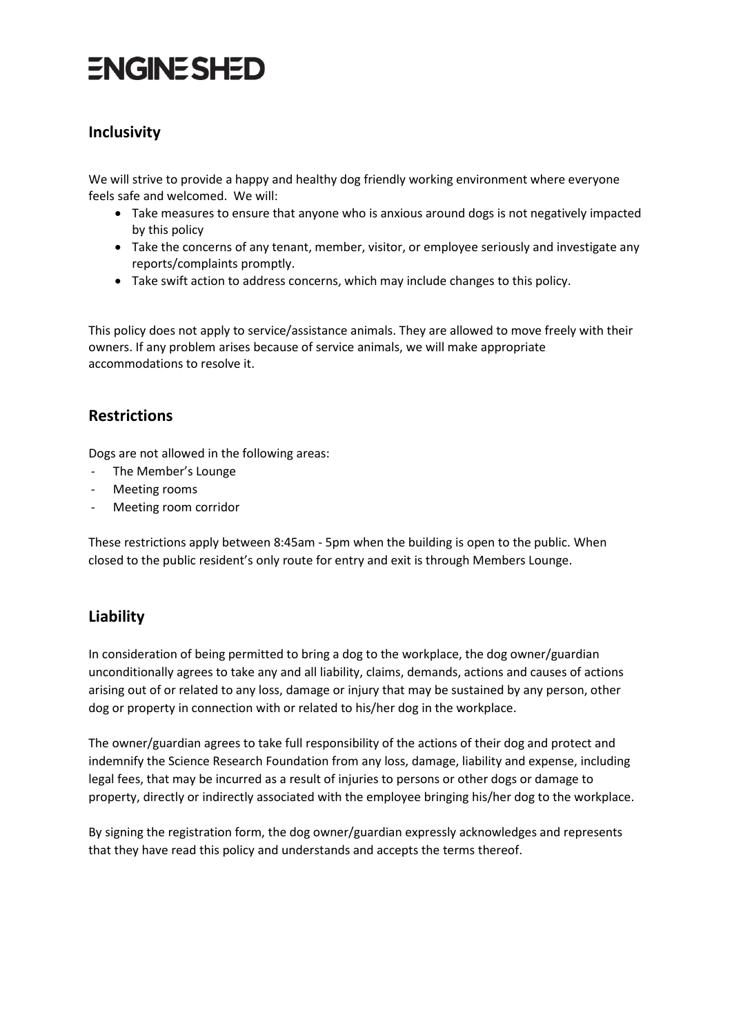## Inclusivity

We will strive to provide a happy and healthy dog friendly working environment where everyone feels safe and welcomed. We will:

- Take measures to ensure that anyone who is anxious around dogs is not negatively impacted by this policy
- Take the concerns of any tenant, member, visitor, or employee seriously and investigate any reports/complaints promptly.
- Take swift action to address concerns, which may include changes to this policy.

This policy does not apply to service/assistance animals. They are allowed to move freely with their owners. If any problem arises because of service animals, we will make appropriate accommodations to resolve it.

## Restrictions

Dogs are not allowed in the following areas:

- The Member's Lounge
- Meeting rooms
- Meeting room corridor

These restrictions apply between 8:45am - 5pm when the building is open to the public. When closed to the public resident's only route for entry and exit is through Members Lounge.

## Liability

In consideration of being permitted to bring a dog to the workplace, the dog owner/guardian unconditionally agrees to take any and all liability, claims, demands, actions and causes of actions arising out of or related to any loss, damage or injury that may be sustained by any person, other dog or property in connection with or related to his/her dog in the workplace.

The owner/guardian agrees to take full responsibility of the actions of their dog and protect and indemnify the Science Research Foundation from any loss, damage, liability and expense, including legal fees, that may be incurred as a result of injuries to persons or other dogs or damage to property, directly or indirectly associated with the employee bringing his/her dog to the workplace.

By signing the registration form, the dog owner/guardian expressly acknowledges and represents that they have read this policy and understands and accepts the terms thereof.